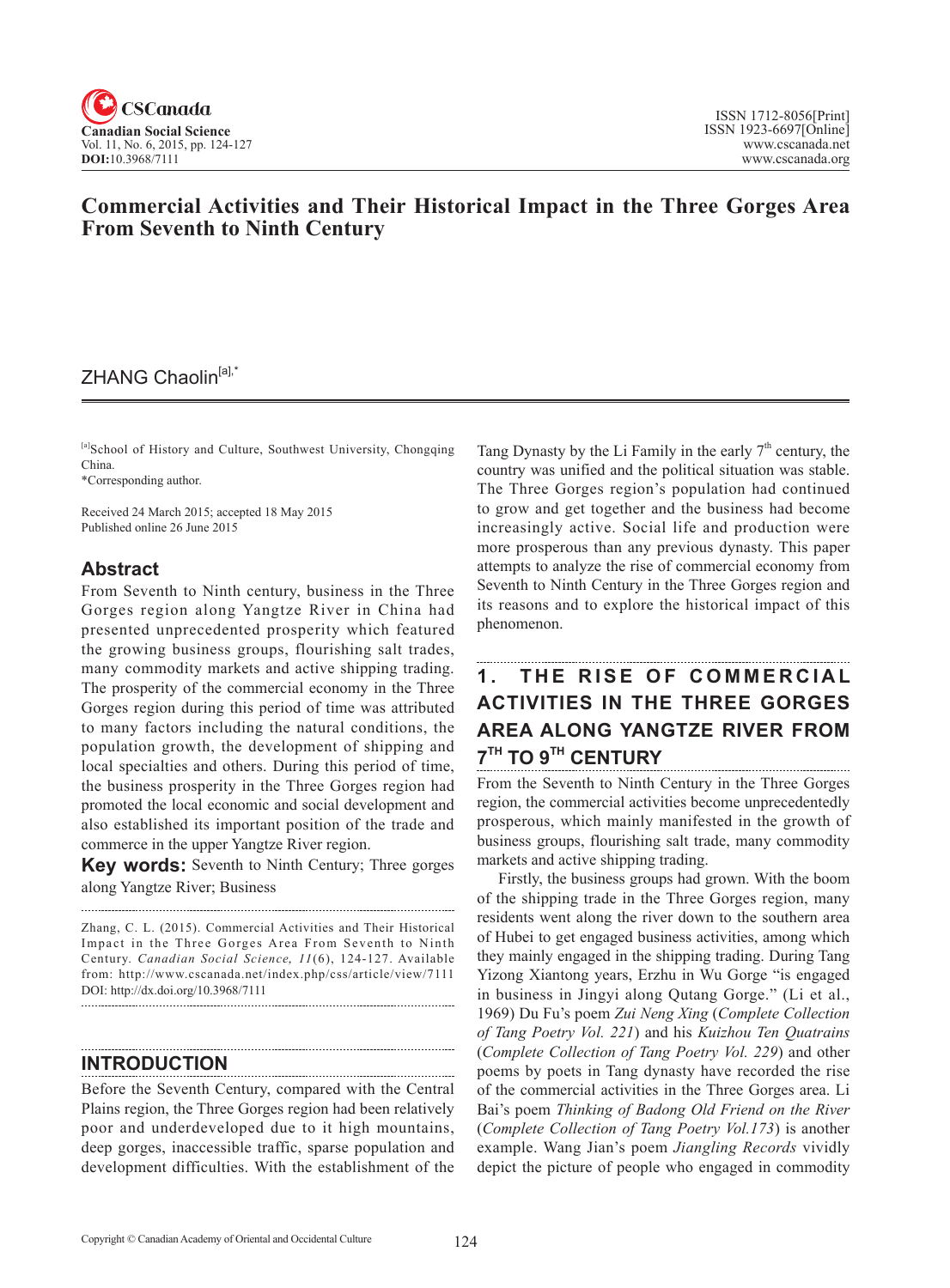# Commercial Activities and Their Historical Impact in the Three Gorges Area From Seventh to Ninth Century

ZHANG Chaolin[a],*

[a]School of History and Culture, Southwest University, Chongqing China.

*Corresponding author.

Received 24 March 2015; accepted 18 May 2015
Published online 26 June 2015

## Abstract

From Seventh to Ninth century, business in the Three Gorges region along Yangtze River in China had presented unprecedented prosperity which featured the growing business groups, flourishing salt trades, many commodity markets and active shipping trading. The prosperity of the commercial economy in the Three Gorges region during this period of time was attributed to many factors including the natural conditions, the population growth, the development of shipping and local specialties and others. During this period of time, the business prosperity in the Three Gorges region had promoted the local economic and social development and also established its important position of the trade and commerce in the upper Yangtze River region.

**Key words:** Seventh to Ninth Century; Three gorges along Yangtze River; Business

Zhang, C. L. (2015). Commercial Activities and Their Historical Impact in the Three Gorges Area From Seventh to Ninth Century. *Canadian Social Science*, *11*(6), 124-127. Available from: http://www.cscanada.net/index.php/css/article/view/7111 DOI: http://dx.doi.org/10.3968/7111

## INTRODUCTION

Before the Seventh Century, compared with the Central Plains region, the Three Gorges region had been relatively poor and underdeveloped due to it high mountains, deep gorges, inaccessible traffic, sparse population and development difficulties. With the establishment of the Tang Dynasty by the Li Family in the early 7th century, the country was unified and the political situation was stable. The Three Gorges region's population had continued to grow and get together and the business had become increasingly active. Social life and production were more prosperous than any previous dynasty. This paper attempts to analyze the rise of commercial economy from Seventh to Ninth Century in the Three Gorges region and its reasons and to explore the historical impact of this phenomenon.

## 1. THE RISE OF COMMERCIAL ACTIVITIES IN THE THREE GORGES AREA ALONG YANGTZE RIVER FROM 7TH TO 9TH CENTURY

From the Seventh to Ninth Century in the Three Gorges region, the commercial activities become unprecedentedly prosperous, which mainly manifested in the growth of business groups, flourishing salt trade, many commodity markets and active shipping trading.

Firstly, the business groups had grown. With the boom of the shipping trade in the Three Gorges region, many residents went along the river down to the southern area of Hubei to get engaged business activities, among which they mainly engaged in the shipping trading. During Tang Yizong Xiantong years, Erzhu in Wu Gorge "is engaged in business in Jingyi along Qutang Gorge." (Li et al., 1969) Du Fu's poem *Zui Neng Xing* (*Complete Collection of Tang Poetry Vol. 221*) and his *Kuizhou Ten Quatrains* (*Complete Collection of Tang Poetry Vol. 229*) and other poems by poets in Tang dynasty have recorded the rise of the commercial activities in the Three Gorges area. Li Bai's poem *Thinking of Badong Old Friend on the River* (*Complete Collection of Tang Poetry Vol.173*) is another example. Wang Jian's poem *Jiangling Records* vividly depict the picture of people who engaged in commodity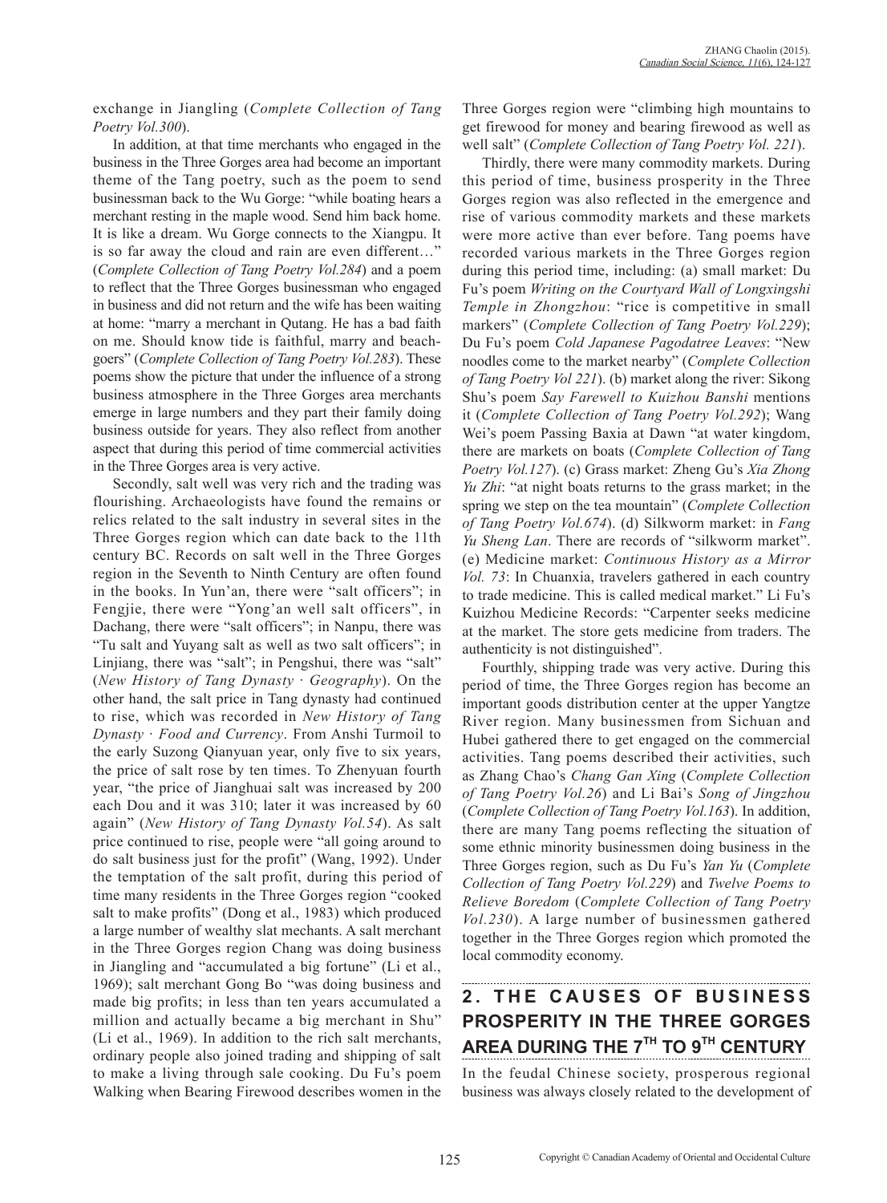exchange in Jiangling (*Complete Collection of Tang Poetry Vol.300*).

In addition, at that time merchants who engaged in the business in the Three Gorges area had become an important theme of the Tang poetry, such as the poem to send businessman back to the Wu Gorge: "while boating hears a merchant resting in the maple wood. Send him back home. It is like a dream. Wu Gorge connects to the Xiangpu. It is so far away the cloud and rain are even different…" (*Complete Collection of Tang Poetry Vol.284*) and a poem to reflect that the Three Gorges businessman who engaged in business and did not return and the wife has been waiting at home: "marry a merchant in Qutang. He has a bad faith on me. Should know tide is faithful, marry and beach-goers" (*Complete Collection of Tang Poetry Vol.283*). These poems show the picture that under the influence of a strong business atmosphere in the Three Gorges area merchants emerge in large numbers and they part their family doing business outside for years. They also reflect from another aspect that during this period of time commercial activities in the Three Gorges area is very active.

Secondly, salt well was very rich and the trading was flourishing. Archaeologists have found the remains or relics related to the salt industry in several sites in the Three Gorges region which can date back to the 11th century BC. Records on salt well in the Three Gorges region in the Seventh to Ninth Century are often found in the books. In Yun'an, there were "salt officers"; in Fengjie, there were "Yong'an well salt officers", in Dachang, there were "salt officers"; in Nanpu, there was "Tu salt and Yuyang salt as well as two salt officers"; in Linjiang, there was "salt"; in Pengshui, there was "salt" (*New History of Tang Dynasty · Geography*). On the other hand, the salt price in Tang dynasty had continued to rise, which was recorded in *New History of Tang Dynasty · Food and Currency*. From Anshi Turmoil to the early Suzong Qianyuan year, only five to six years, the price of salt rose by ten times. To Zhenyuan fourth year, "the price of Jianghuai salt was increased by 200 each Dou and it was 310; later it was increased by 60 again" (*New History of Tang Dynasty Vol.54*). As salt price continued to rise, people were "all going around to do salt business just for the profit" (Wang, 1992). Under the temptation of the salt profit, during this period of time many residents in the Three Gorges region "cooked salt to make profits" (Dong et al., 1983) which produced a large number of wealthy slat mechants. A salt merchant in the Three Gorges region Chang was doing business in Jiangling and "accumulated a big fortune" (Li et al., 1969); salt merchant Gong Bo "was doing business and made big profits; in less than ten years accumulated a million and actually became a big merchant in Shu" (Li et al., 1969). In addition to the rich salt merchants, ordinary people also joined trading and shipping of salt to make a living through sale cooking. Du Fu's poem Walking when Bearing Firewood describes women in the Three Gorges region were "climbing high mountains to get firewood for money and bearing firewood as well as well salt" (*Complete Collection of Tang Poetry Vol. 221*).

Thirdly, there were many commodity markets. During this period of time, business prosperity in the Three Gorges region was also reflected in the emergence and rise of various commodity markets and these markets were more active than ever before. Tang poems have recorded various markets in the Three Gorges region during this period time, including: (a) small market: Du Fu's poem *Writing on the Courtyard Wall of Longxingshi Temple in Zhongzhou*: "rice is competitive in small markers" (*Complete Collection of Tang Poetry Vol.229*); Du Fu's poem *Cold Japanese Pagodatree Leaves*: "New noodles come to the market nearby" (*Complete Collection of Tang Poetry Vol 221*). (b) market along the river: Sikong Shu's poem *Say Farewell to Kuizhou Banshi* mentions it (*Complete Collection of Tang Poetry Vol.292*); Wang Wei's poem Passing Baxia at Dawn "at water kingdom, there are markets on boats (*Complete Collection of Tang Poetry Vol.127*). (c) Grass market: Zheng Gu's *Xia Zhong Yu Zhi*: "at night boats returns to the grass market; in the spring we step on the tea mountain" (*Complete Collection of Tang Poetry Vol.674*). (d) Silkworm market: in *Fang Yu Sheng Lan*. There are records of "silkworm market". (e) Medicine market: *Continuous History as a Mirror Vol. 73*: In Chuanxia, travelers gathered in each country to trade medicine. This is called medical market." Li Fu's Kuizhou Medicine Records: "Carpenter seeks medicine at the market. The store gets medicine from traders. The authenticity is not distinguished".

Fourthly, shipping trade was very active. During this period of time, the Three Gorges region has become an important goods distribution center at the upper Yangtze River region. Many businessmen from Sichuan and Hubei gathered there to get engaged on the commercial activities. Tang poems described their activities, such as Zhang Chao's *Chang Gan Xing* (*Complete Collection of Tang Poetry Vol.26*) and Li Bai's *Song of Jingzhou* (*Complete Collection of Tang Poetry Vol.163*). In addition, there are many Tang poems reflecting the situation of some ethnic minority businessmen doing business in the Three Gorges region, such as Du Fu's *Yan Yu* (*Complete Collection of Tang Poetry Vol.229*) and *Twelve Poems to Relieve Boredom* (*Complete Collection of Tang Poetry Vol.230*). A large number of businessmen gathered together in the Three Gorges region which promoted the local commodity economy.

## 2. THE CAUSES OF BUSINESS PROSPERITY IN THE THREE GORGES AREA DURING THE 7TH TO 9TH CENTURY

In the feudal Chinese society, prosperous regional business was always closely related to the development of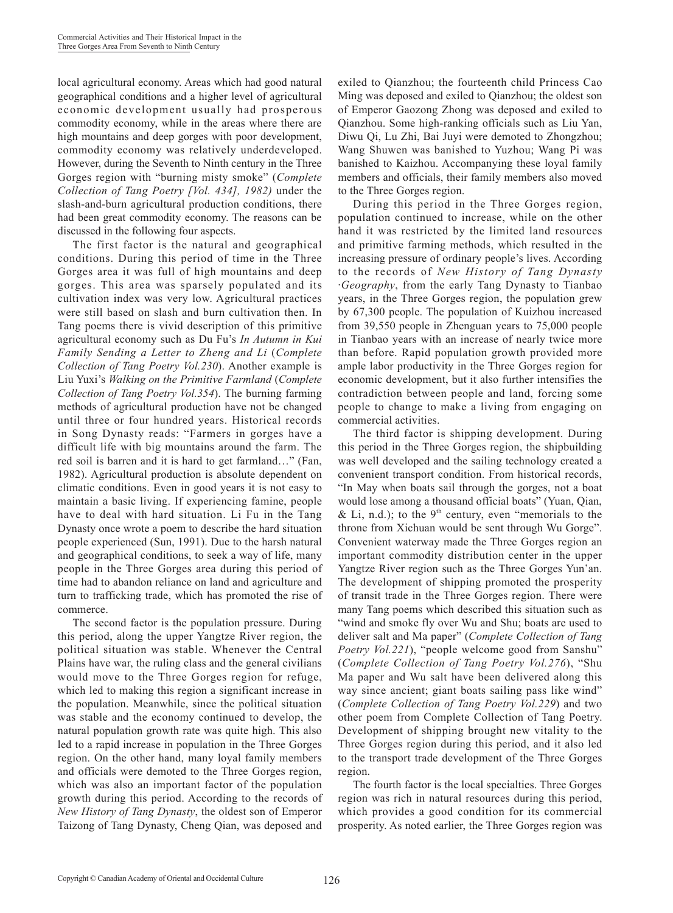local agricultural economy. Areas which had good natural geographical conditions and a higher level of agricultural economic development usually had prosperous commodity economy, while in the areas where there are high mountains and deep gorges with poor development, commodity economy was relatively underdeveloped. However, during the Seventh to Ninth century in the Three Gorges region with "burning misty smoke" (*Complete Collection of Tang Poetry [Vol. 434], 1982)* under the slash-and-burn agricultural production conditions, there had been great commodity economy. The reasons can be discussed in the following four aspects.

The first factor is the natural and geographical conditions. During this period of time in the Three Gorges area it was full of high mountains and deep gorges. This area was sparsely populated and its cultivation index was very low. Agricultural practices were still based on slash and burn cultivation then. In Tang poems there is vivid description of this primitive agricultural economy such as Du Fu's *In Autumn in Kui Family Sending a Letter to Zheng and Li* (*Complete Collection of Tang Poetry Vol.230*). Another example is Liu Yuxi's *Walking on the Primitive Farmland* (*Complete Collection of Tang Poetry Vol.354*). The burning farming methods of agricultural production have not be changed until three or four hundred years. Historical records in Song Dynasty reads: "Farmers in gorges have a difficult life with big mountains around the farm. The red soil is barren and it is hard to get farmland…" (Fan, 1982). Agricultural production is absolute dependent on climatic conditions. Even in good years it is not easy to maintain a basic living. If experiencing famine, people have to deal with hard situation. Li Fu in the Tang Dynasty once wrote a poem to describe the hard situation people experienced (Sun, 1991). Due to the harsh natural and geographical conditions, to seek a way of life, many people in the Three Gorges area during this period of time had to abandon reliance on land and agriculture and turn to trafficking trade, which has promoted the rise of commerce.

The second factor is the population pressure. During this period, along the upper Yangtze River region, the political situation was stable. Whenever the Central Plains have war, the ruling class and the general civilians would move to the Three Gorges region for refuge, which led to making this region a significant increase in the population. Meanwhile, since the political situation was stable and the economy continued to develop, the natural population growth rate was quite high. This also led to a rapid increase in population in the Three Gorges region. On the other hand, many loyal family members and officials were demoted to the Three Gorges region, which was also an important factor of the population growth during this period. According to the records of *New History of Tang Dynasty*, the oldest son of Emperor Taizong of Tang Dynasty, Cheng Qian, was deposed and exiled to Qianzhou; the fourteenth child Princess Cao Ming was deposed and exiled to Qianzhou; the oldest son of Emperor Gaozong Zhong was deposed and exiled to Qianzhou. Some high-ranking officials such as Liu Yan, Diwu Qi, Lu Zhi, Bai Juyi were demoted to Zhongzhou; Wang Shuwen was banished to Yuzhou; Wang Pi was banished to Kaizhou. Accompanying these loyal family members and officials, their family members also moved to the Three Gorges region.

During this period in the Three Gorges region, population continued to increase, while on the other hand it was restricted by the limited land resources and primitive farming methods, which resulted in the increasing pressure of ordinary people's lives. According to the records of *New History of Tang Dynasty ·Geography*, from the early Tang Dynasty to Tianbao years, in the Three Gorges region, the population grew by 67,300 people. The population of Kuizhou increased from 39,550 people in Zhenguan years to 75,000 people in Tianbao years with an increase of nearly twice more than before. Rapid population growth provided more ample labor productivity in the Three Gorges region for economic development, but it also further intensifies the contradiction between people and land, forcing some people to change to make a living from engaging on commercial activities.

The third factor is shipping development. During this period in the Three Gorges region, the shipbuilding was well developed and the sailing technology created a convenient transport condition. From historical records, "In May when boats sail through the gorges, not a boat would lose among a thousand official boats" (Yuan, Qian, & Li, n.d.); to the 9th century, even "memorials to the throne from Xichuan would be sent through Wu Gorge". Convenient waterway made the Three Gorges region an important commodity distribution center in the upper Yangtze River region such as the Three Gorges Yun'an. The development of shipping promoted the prosperity of transit trade in the Three Gorges region. There were many Tang poems which described this situation such as "wind and smoke fly over Wu and Shu; boats are used to deliver salt and Ma paper" (*Complete Collection of Tang Poetry Vol.221*), "people welcome good from Sanshu" (*Complete Collection of Tang Poetry Vol.276*), "Shu Ma paper and Wu salt have been delivered along this way since ancient; giant boats sailing pass like wind" (*Complete Collection of Tang Poetry Vol.229*) and two other poem from Complete Collection of Tang Poetry. Development of shipping brought new vitality to the Three Gorges region during this period, and it also led to the transport trade development of the Three Gorges region.

The fourth factor is the local specialties. Three Gorges region was rich in natural resources during this period, which provides a good condition for its commercial prosperity. As noted earlier, the Three Gorges region was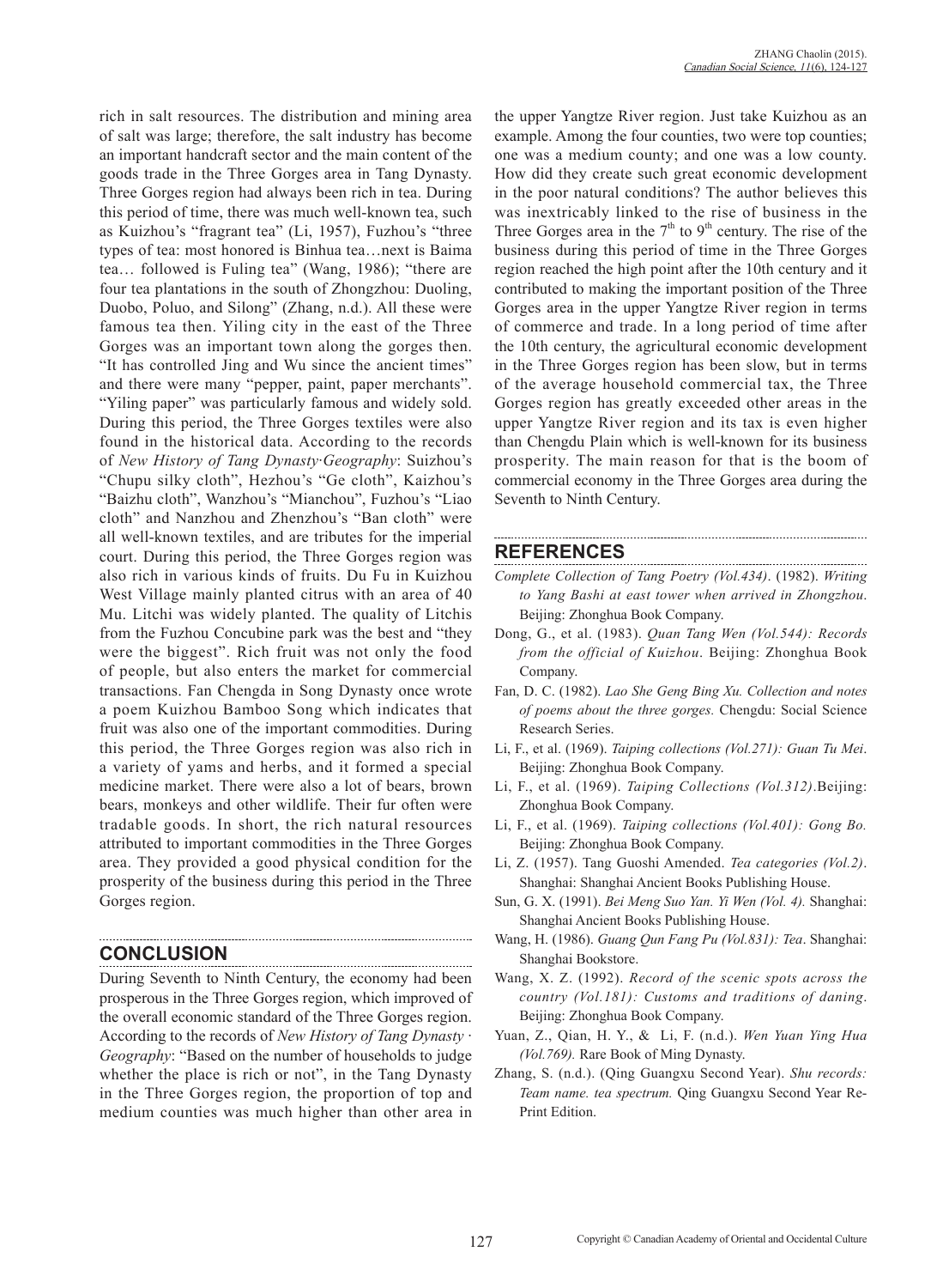rich in salt resources. The distribution and mining area of salt was large; therefore, the salt industry has become an important handcraft sector and the main content of the goods trade in the Three Gorges area in Tang Dynasty. Three Gorges region had always been rich in tea. During this period of time, there was much well-known tea, such as Kuizhou's "fragrant tea" (Li, 1957), Fuzhou's "three types of tea: most honored is Binhua tea…next is Baima tea… followed is Fuling tea" (Wang, 1986); "there are four tea plantations in the south of Zhongzhou: Duoling, Duobo, Poluo, and Silong" (Zhang, n.d.). All these were famous tea then. Yiling city in the east of the Three Gorges was an important town along the gorges then. "It has controlled Jing and Wu since the ancient times" and there were many "pepper, paint, paper merchants". "Yiling paper" was particularly famous and widely sold. During this period, the Three Gorges textiles were also found in the historical data. According to the records of *New History of Tang Dynasty·Geography*: Suizhou's "Chupu silky cloth", Hezhou's "Ge cloth", Kaizhou's "Baizhu cloth", Wanzhou's "Mianchou", Fuzhou's "Liao cloth" and Nanzhou and Zhenzhou's "Ban cloth" were all well-known textiles, and are tributes for the imperial court. During this period, the Three Gorges region was also rich in various kinds of fruits. Du Fu in Kuizhou West Village mainly planted citrus with an area of 40 Mu. Litchi was widely planted. The quality of Litchis from the Fuzhou Concubine park was the best and "they were the biggest". Rich fruit was not only the food of people, but also enters the market for commercial transactions. Fan Chengda in Song Dynasty once wrote a poem Kuizhou Bamboo Song which indicates that fruit was also one of the important commodities. During this period, the Three Gorges region was also rich in a variety of yams and herbs, and it formed a special medicine market. There were also a lot of bears, brown bears, monkeys and other wildlife. Their fur often were tradable goods. In short, the rich natural resources attributed to important commodities in the Three Gorges area. They provided a good physical condition for the prosperity of the business during this period in the Three Gorges region.

## CONCLUSION

During Seventh to Ninth Century, the economy had been prosperous in the Three Gorges region, which improved of the overall economic standard of the Three Gorges region. According to the records of *New History of Tang Dynasty · Geography*: "Based on the number of households to judge whether the place is rich or not", in the Tang Dynasty in the Three Gorges region, the proportion of top and medium counties was much higher than other area in the upper Yangtze River region. Just take Kuizhou as an example. Among the four counties, two were top counties; one was a medium county; and one was a low county. How did they create such great economic development in the poor natural conditions? The author believes this was inextricably linked to the rise of business in the Three Gorges area in the 7th to 9th century. The rise of the business during this period of time in the Three Gorges region reached the high point after the 10th century and it contributed to making the important position of the Three Gorges area in the upper Yangtze River region in terms of commerce and trade. In a long period of time after the 10th century, the agricultural economic development in the Three Gorges region has been slow, but in terms of the average household commercial tax, the Three Gorges region has greatly exceeded other areas in the upper Yangtze River region and its tax is even higher than Chengdu Plain which is well-known for its business prosperity. The main reason for that is the boom of commercial economy in the Three Gorges area during the Seventh to Ninth Century.

## REFERENCES

*Complete Collection of Tang Poetry (Vol.434)*. (1982). *Writing to Yang Bashi at east tower when arrived in Zhongzhou*. Beijing: Zhonghua Book Company.

Dong, G., et al. (1983). *Quan Tang Wen (Vol.544): Records from the official of Kuizhou*. Beijing: Zhonghua Book Company.

Fan, D. C. (1982). *Lao She Geng Bing Xu. Collection and notes of poems about the three gorges.* Chengdu: Social Science Research Series.

Li, F., et al. (1969). *Taiping collections (Vol.271): Guan Tu Mei*. Beijing: Zhonghua Book Company.

Li, F., et al. (1969). *Taiping Collections (Vol.312)*.Beijing: Zhonghua Book Company.

Li, F., et al. (1969). *Taiping collections (Vol.401): Gong Bo.* Beijing: Zhonghua Book Company.

Li, Z. (1957). Tang Guoshi Amended. *Tea categories (Vol.2)*. Shanghai: Shanghai Ancient Books Publishing House.

Sun, G. X. (1991). *Bei Meng Suo Yan. Yi Wen (Vol. 4).* Shanghai: Shanghai Ancient Books Publishing House.

Wang, H. (1986). *Guang Qun Fang Pu (Vol.831): Tea*. Shanghai: Shanghai Bookstore.

Wang, X. Z. (1992). *Record of the scenic spots across the country (Vol.181): Customs and traditions of daning*. Beijing: Zhonghua Book Company.

Yuan, Z., Qian, H. Y., & Li, F. (n.d.). *Wen Yuan Ying Hua (Vol.769).* Rare Book of Ming Dynasty.

Zhang, S. (n.d.). (Qing Guangxu Second Year). *Shu records: Team name. tea spectrum.* Qing Guangxu Second Year Re-Print Edition.